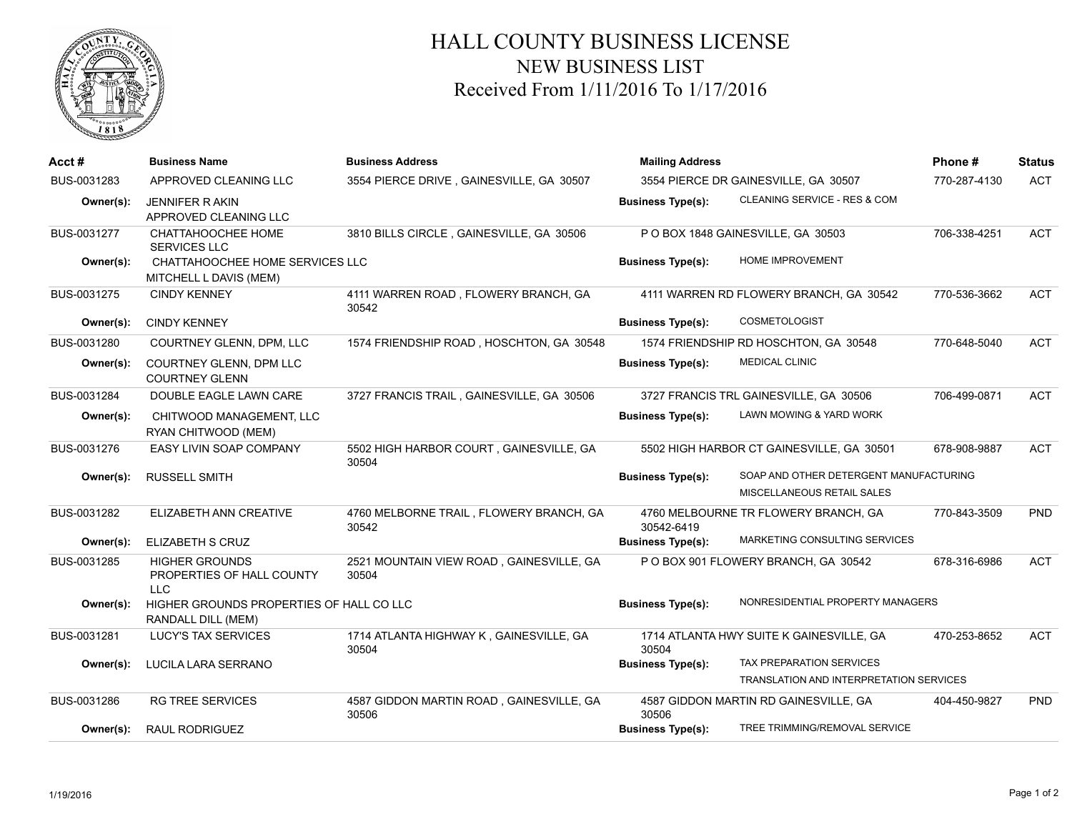# HALL COUNTY BUSINESS LICENSE

## NEW BUSINESS LIST

### Received From 1/11/2016 To 1/17/2016

| Acct # | Business Name | Business Address | Mailing Address | Phone # | Status |
|---|---|---|---|---|---|
| BUS-0031283 | APPROVED CLEANING LLC | 3554 PIERCE DRIVE , GAINESVILLE, GA 30507 | 3554 PIERCE DR GAINESVILLE, GA 30507 | 770-287-4130 | ACT |
| **Owner(s):** | JENNIFER R AKIN<br>APPROVED CLEANING LLC | | **Business Type(s):** CLEANING SERVICE - RES & COM | | |
| BUS-0031277 | CHATTAHOOCHEE HOME SERVICES LLC | 3810 BILLS CIRCLE , GAINESVILLE, GA 30506 | P O BOX 1848 GAINESVILLE, GA 30503 | 706-338-4251 | ACT |
| **Owner(s):** | CHATTAHOOCHEE HOME SERVICES LLC<br>MITCHELL L DAVIS (MEM) | | **Business Type(s):** HOME IMPROVEMENT | | |
| BUS-0031275 | CINDY KENNEY | 4111 WARREN ROAD , FLOWERY BRANCH, GA 30542 | 4111 WARREN RD FLOWERY BRANCH, GA 30542 | 770-536-3662 | ACT |
| **Owner(s):** | CINDY KENNEY | | **Business Type(s):** COSMETOLOGIST | | |
| BUS-0031280 | COURTNEY GLENN, DPM, LLC | 1574 FRIENDSHIP ROAD , HOSCHTON, GA 30548 | 1574 FRIENDSHIP RD HOSCHTON, GA 30548 | 770-648-5040 | ACT |
| **Owner(s):** | COURTNEY GLENN, DPM LLC<br>COURTNEY GLENN | | **Business Type(s):** MEDICAL CLINIC | | |
| BUS-0031284 | DOUBLE EAGLE LAWN CARE | 3727 FRANCIS TRAIL , GAINESVILLE, GA 30506 | 3727 FRANCIS TRL GAINESVILLE, GA 30506 | 706-499-0871 | ACT |
| **Owner(s):** | CHITWOOD MANAGEMENT, LLC<br>RYAN CHITWOOD (MEM) | | **Business Type(s):** LAWN MOWING & YARD WORK | | |
| BUS-0031276 | EASY LIVIN SOAP COMPANY | 5502 HIGH HARBOR COURT , GAINESVILLE, GA 30504 | 5502 HIGH HARBOR CT GAINESVILLE, GA 30501 | 678-908-9887 | ACT |
| **Owner(s):** | RUSSELL SMITH | | **Business Type(s):** SOAP AND OTHER DETERGENT MANUFACTURING<br>MISCELLANEOUS RETAIL SALES | | |
| BUS-0031282 | ELIZABETH ANN CREATIVE | 4760 MELBORNE TRAIL , FLOWERY BRANCH, GA 30542 | 4760 MELBOURNE TR FLOWERY BRANCH, GA 30542-6419 | 770-843-3509 | PND |
| **Owner(s):** | ELIZABETH S CRUZ | | **Business Type(s):** MARKETING CONSULTING SERVICES | | |
| BUS-0031285 | HIGHER GROUNDS PROPERTIES OF HALL COUNTY LLC | 2521 MOUNTAIN VIEW ROAD , GAINESVILLE, GA 30504 | P O BOX 901 FLOWERY BRANCH, GA 30542 | 678-316-6986 | ACT |
| **Owner(s):** | HIGHER GROUNDS PROPERTIES OF HALL CO LLC<br>RANDALL DILL (MEM) | | **Business Type(s):** NONRESIDENTIAL PROPERTY MANAGERS | | |
| BUS-0031281 | LUCY'S TAX SERVICES | 1714 ATLANTA HIGHWAY K , GAINESVILLE, GA 30504 | 1714 ATLANTA HWY SUITE K GAINESVILLE, GA 30504 | 470-253-8652 | ACT |
| **Owner(s):** | LUCILA LARA SERRANO | | **Business Type(s):** TAX PREPARATION SERVICES<br>TRANSLATION AND INTERPRETATION SERVICES | | |
| BUS-0031286 | RG TREE SERVICES | 4587 GIDDON MARTIN ROAD , GAINESVILLE, GA 30506 | 4587 GIDDON MARTIN RD GAINESVILLE, GA 30506 | 404-450-9827 | PND |
| **Owner(s):** | RAUL RODRIGUEZ | | **Business Type(s):** TREE TRIMMING/REMOVAL SERVICE | | |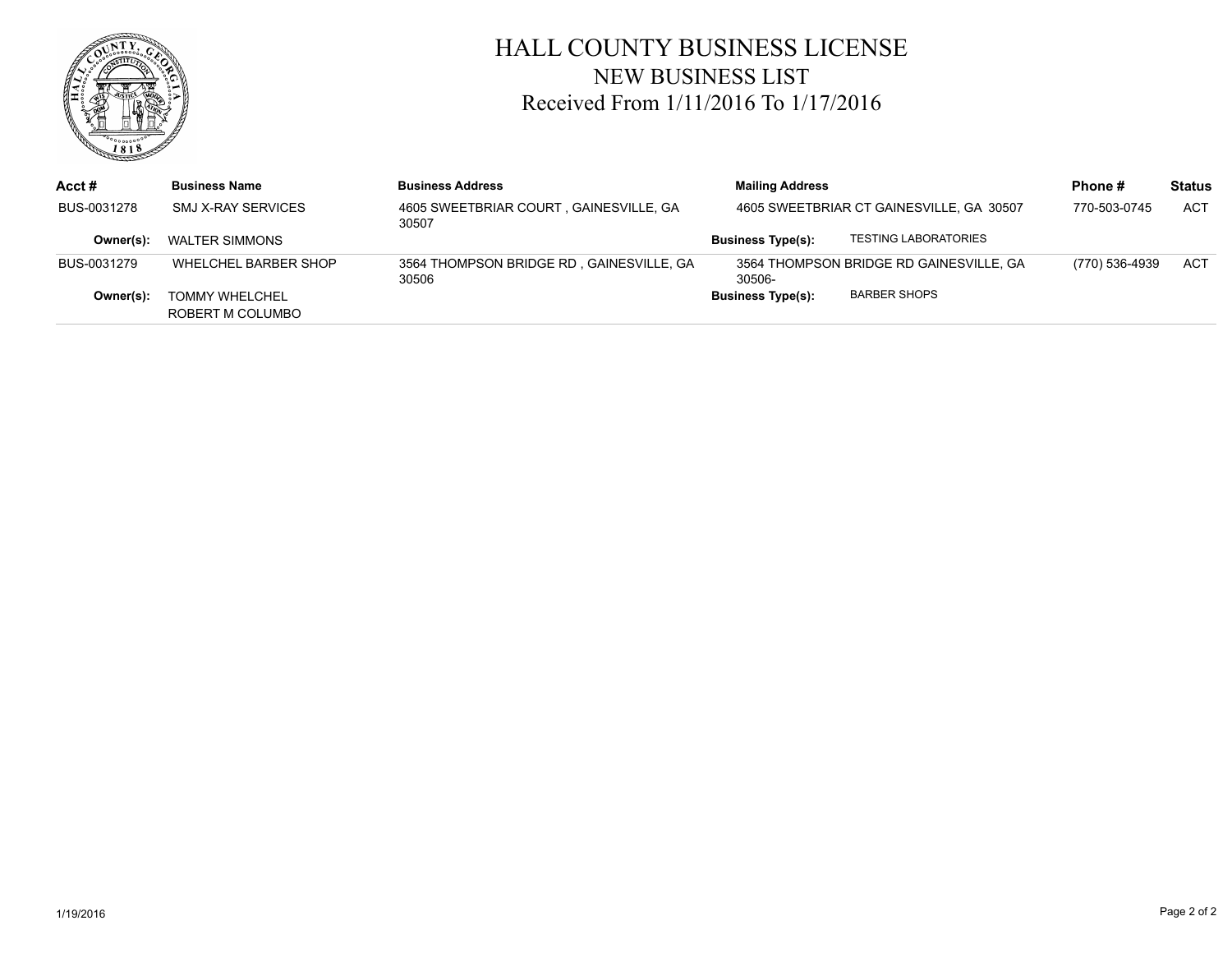# HALL COUNTY BUSINESS LICENSE
## NEW BUSINESS LIST
### Received From 1/11/2016 To 1/17/2016

| Acct # | Business Name | Business Address | Mailing Address | | Phone # | Status |
|---|---|---|---|---|---|---|
| BUS-0031278 | SMJ X-RAY SERVICES | 4605 SWEETBRIAR COURT , GAINESVILLE, GA 30507 | 4605 SWEETBRIAR CT GAINESVILLE, GA 30507 | | 770-503-0745 | ACT |
| **Owner(s):** | WALTER SIMMONS | | **Business Type(s):** | TESTING LABORATORIES | | |
| BUS-0031279 | WHELCHEL BARBER SHOP | 3564 THOMPSON BRIDGE RD , GAINESVILLE, GA 30506 | 3564 THOMPSON BRIDGE RD GAINESVILLE, GA 30506- | | (770) 536-4939 | ACT |
| **Owner(s):** | TOMMY WHELCHEL<br>ROBERT M COLUMBO | | **Business Type(s):** | BARBER SHOPS | | |

1/19/2016